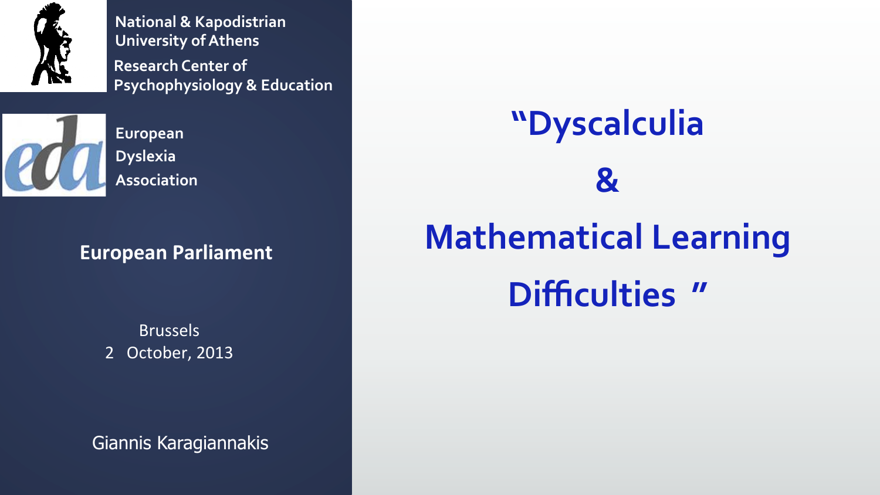National & Kapodistrian University of Athens

Research Center of Psychophysiology & Education

European Dyslexia Association

**European Parliament**

Brussels
2 October, 2013

Giannis Karagiannakis

# “Dyscalculia & Mathematical Learning Difficulties ”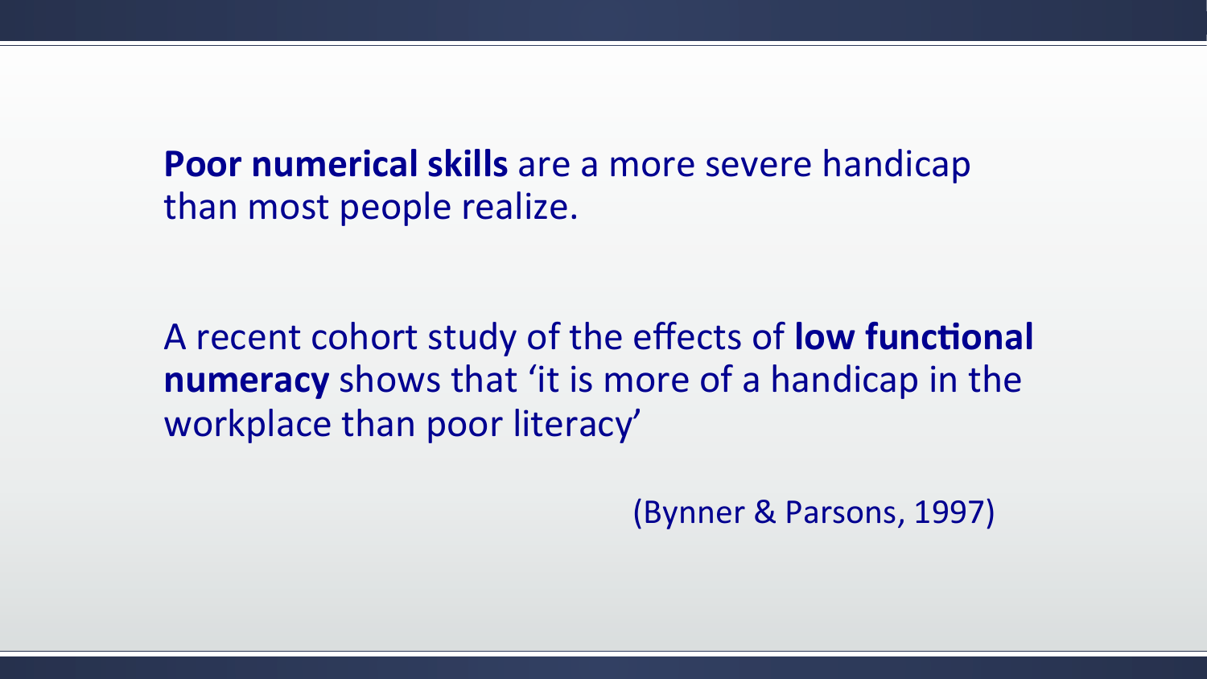**Poor numerical skills** are a more severe handicap than most people realize.

A recent cohort study of the effects of **low functional numeracy** shows that 'it is more of a handicap in the workplace than poor literacy'

(Bynner & Parsons, 1997)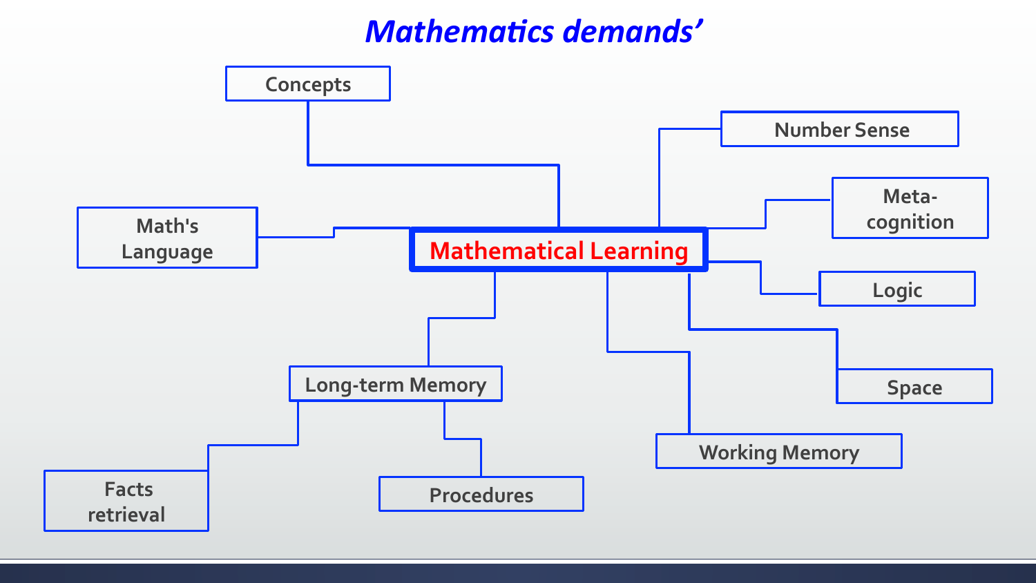# Mathematics demands’

**Mathematical Learning**

- Concepts
- Math's Language
- Number Sense
- Meta-cognition
- Logic
- Space
- Working Memory
- Long-term Memory
  - Facts retrieval
  - Procedures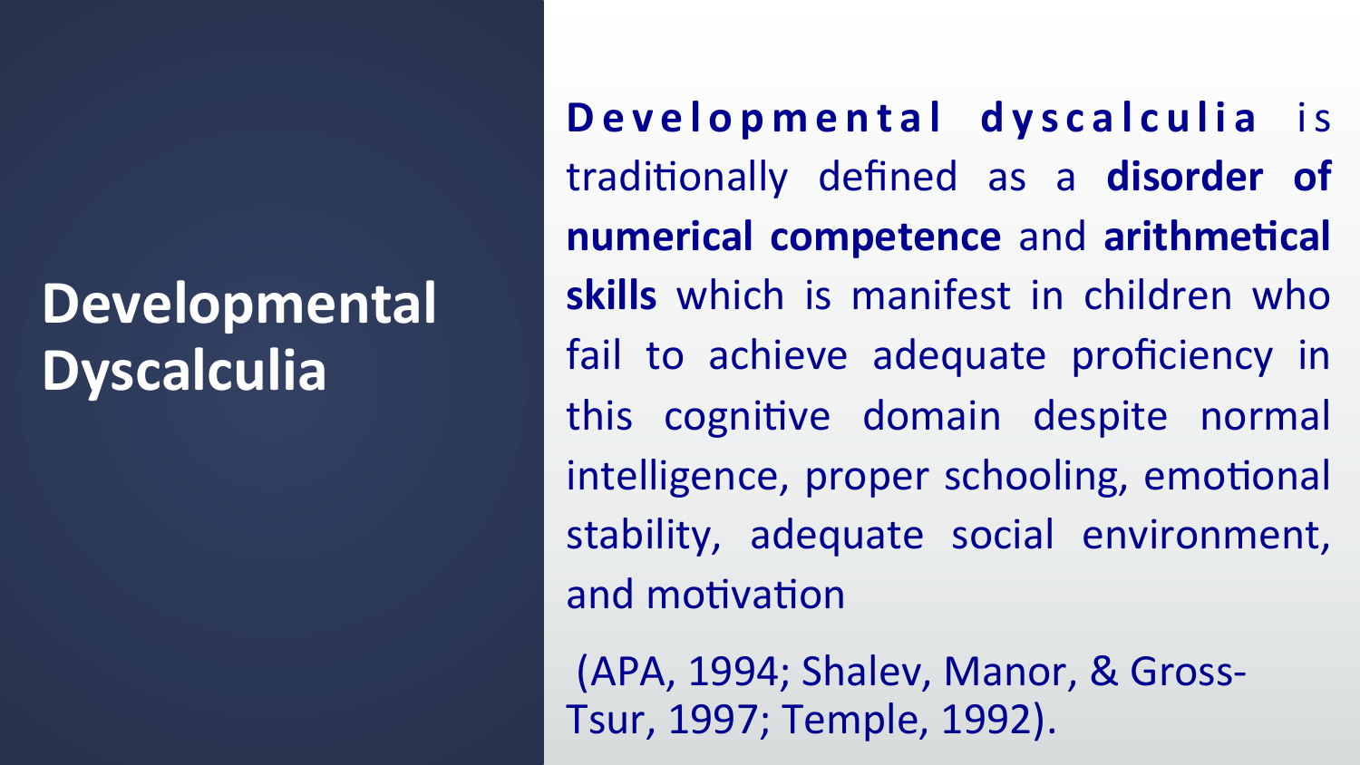# Developmental Dyscalculia

**Developmental dyscalculia** is traditionally defined as a **disorder of numerical competence** and **arithmetical skills** which is manifest in children who fail to achieve adequate proficiency in this cognitive domain despite normal intelligence, proper schooling, emotional stability, adequate social environment, and motivation

(APA, 1994; Shalev, Manor, & Gross-Tsur, 1997; Temple, 1992).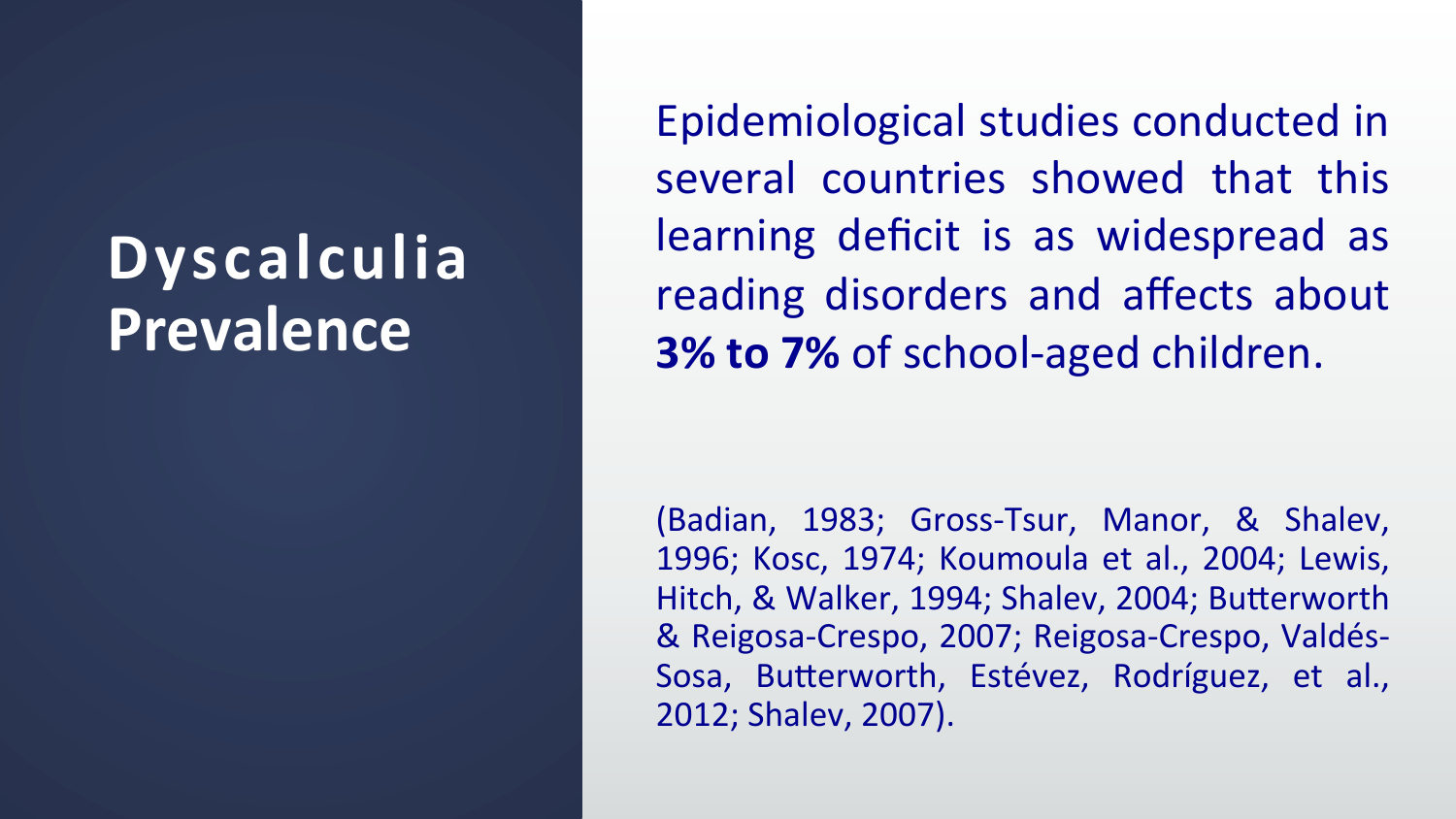# Dyscalculia Prevalence

Epidemiological studies conducted in several countries showed that this learning deficit is as widespread as reading disorders and affects about **3% to 7%** of school-aged children.

(Badian, 1983; Gross-Tsur, Manor, & Shalev, 1996; Kosc, 1974; Koumoula et al., 2004; Lewis, Hitch, & Walker, 1994; Shalev, 2004; Butterworth & Reigosa-Crespo, 2007; Reigosa-Crespo, Valdés-Sosa, Butterworth, Estévez, Rodríguez, et al., 2012; Shalev, 2007).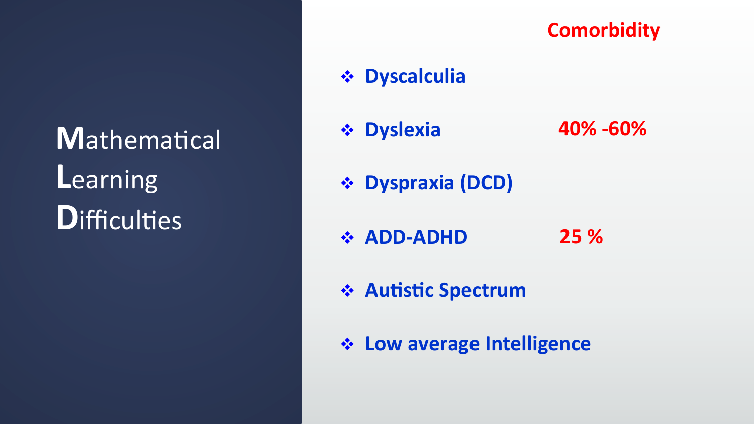# **M**athematical **L**earning **D**ifficulties

| | **Comorbidity** |
|---|---|
| ❖ **Dyscalculia** | |
| ❖ **Dyslexia** | **40% -60%** |
| ❖ **Dyspraxia (DCD)** | |
| ❖ **ADD-ADHD** | **25 %** |
| ❖ **Autistic Spectrum** | |
| ❖ **Low average Intelligence** | |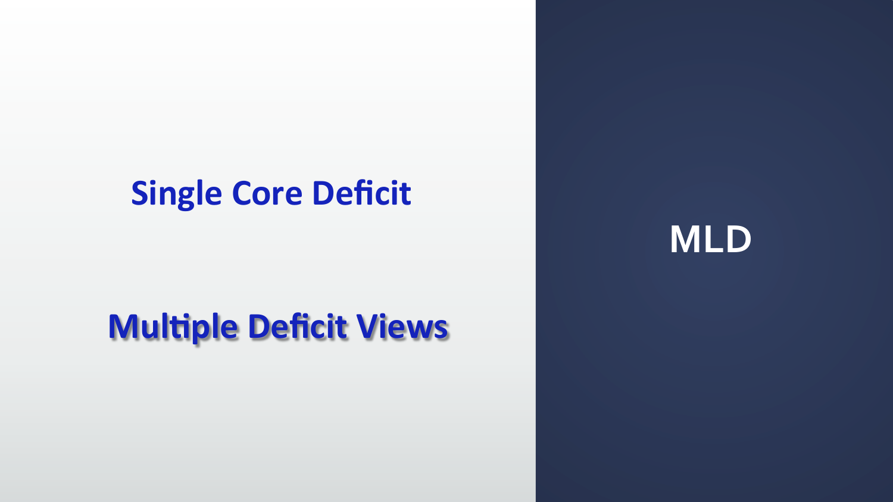Single Core Deficit

Multiple Deficit Views

# MLD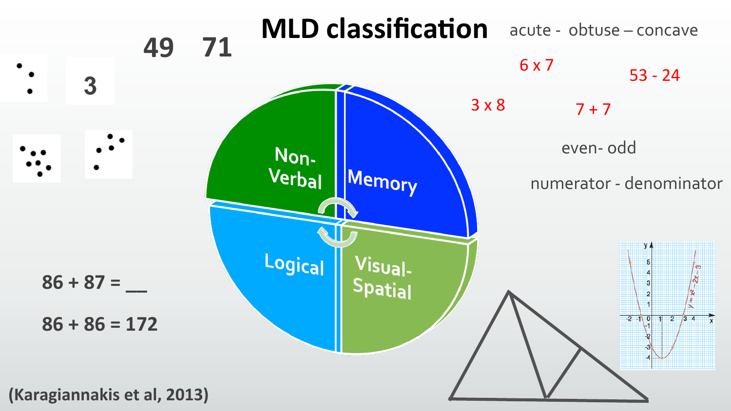# MLD classification

acute - obtuse – concave

49 71

3

6 x 7

53 - 24

3 x 8

7 + 7

even- odd

numerator - denominator

Non-Verbal

Memory

Logical

Visual-Spatial

86 + 87 = __

86 + 86 = 172

$y = x^2 - 2x - 3$

(Karagiannakis et al, 2013)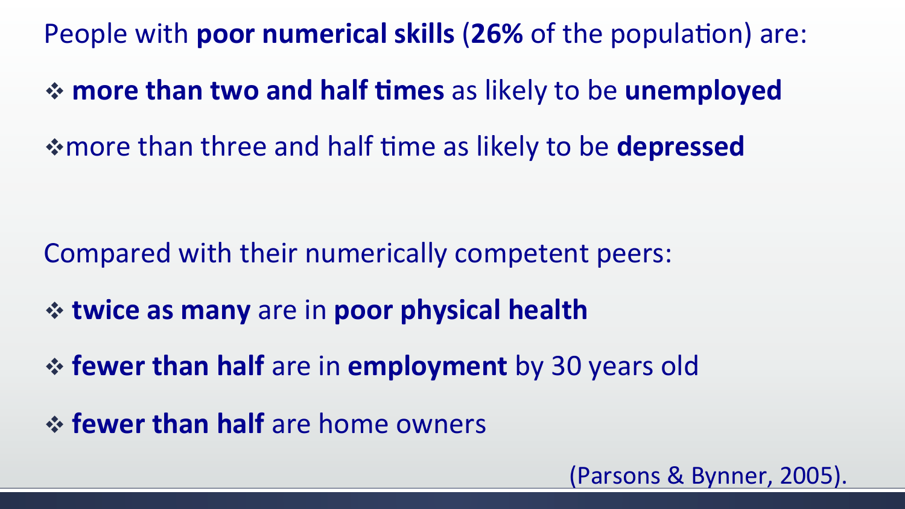People with **poor numerical skills** (**26%** of the population) are:

- **more than two and half times** as likely to be **unemployed**
- more than three and half time as likely to be **depressed**

Compared with their numerically competent peers:

- **twice as many** are in **poor physical health**
- **fewer than half** are in **employment** by 30 years old
- **fewer than half** are home owners

(Parsons & Bynner, 2005).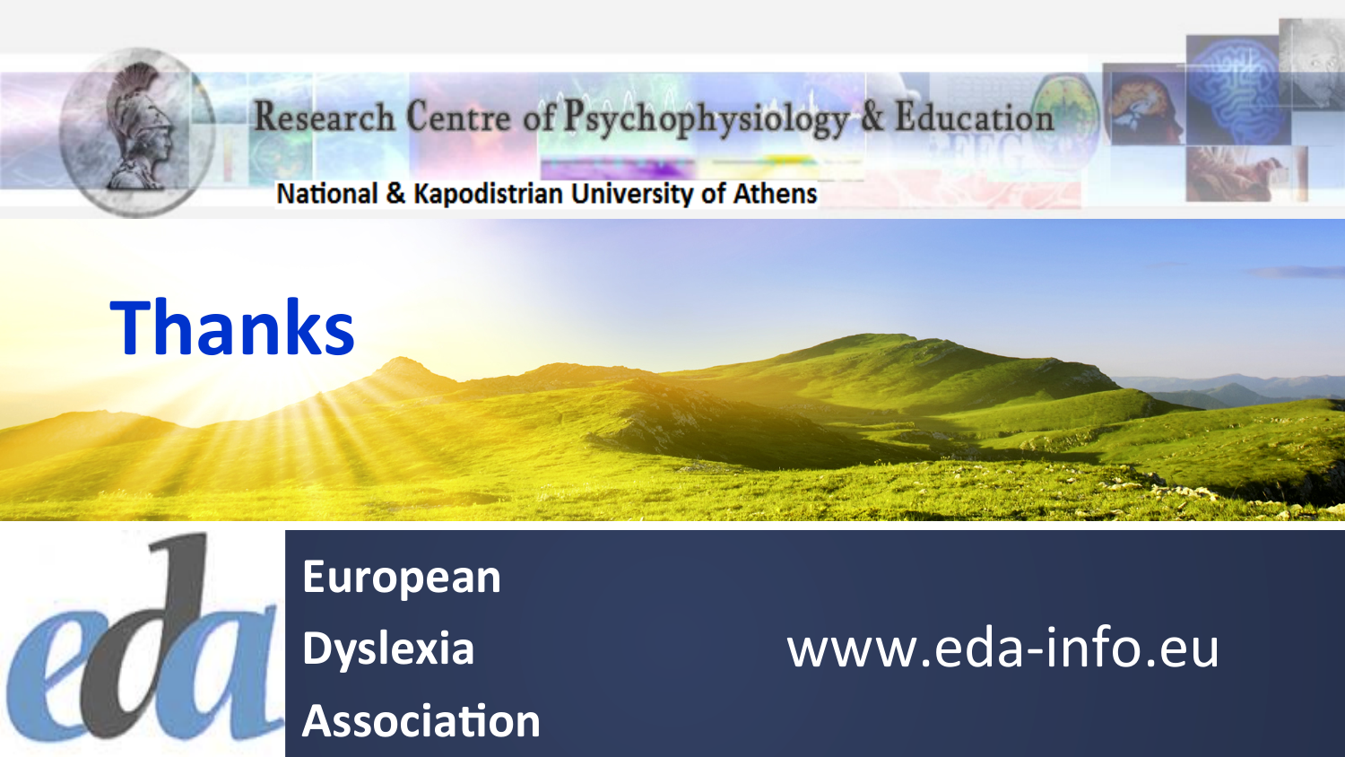Research Centre of Psychophysiology & Education

National & Kapodistrian University of Athens

# Thanks

European

Dyslexia

Association

www.eda-info.eu